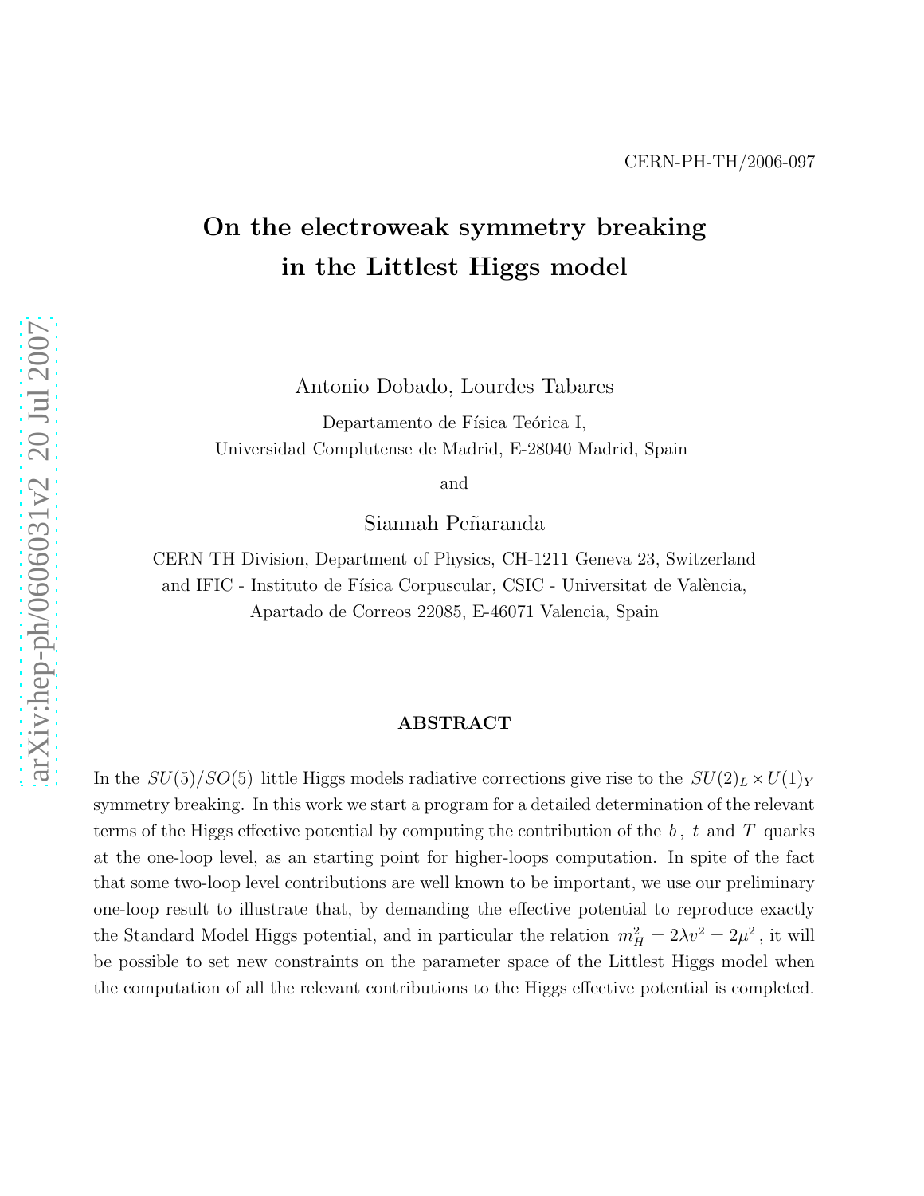CERN-PH-TH/2006-097

# On the electroweak symmetry breaking in the Littlest Higgs model

Antonio Dobado, Lourdes Tabares

Departamento de Física Teórica I,
Universidad Complutense de Madrid, E-28040 Madrid, Spain

and

Siannah Peñaranda

CERN TH Division, Department of Physics, CH-1211 Geneva 23, Switzerland
and IFIC - Instituto de Física Corpuscular, CSIC - Universitat de València,
Apartado de Correos 22085, E-46071 Valencia, Spain

## ABSTRACT

In the $SU(5)/SO(5)$ little Higgs models radiative corrections give rise to the $SU(2)_L \times U(1)_Y$ symmetry breaking. In this work we start a program for a detailed determination of the relevant terms of the Higgs effective potential by computing the contribution of the $b$, $t$ and $T$ quarks at the one-loop level, as an starting point for higher-loops computation. In spite of the fact that some two-loop level contributions are well known to be important, we use our preliminary one-loop result to illustrate that, by demanding the effective potential to reproduce exactly the Standard Model Higgs potential, and in particular the relation $m_H^2 = 2\lambda v^2 = 2\mu^2$, it will be possible to set new constraints on the parameter space of the Littlest Higgs model when the computation of all the relevant contributions to the Higgs effective potential is completed.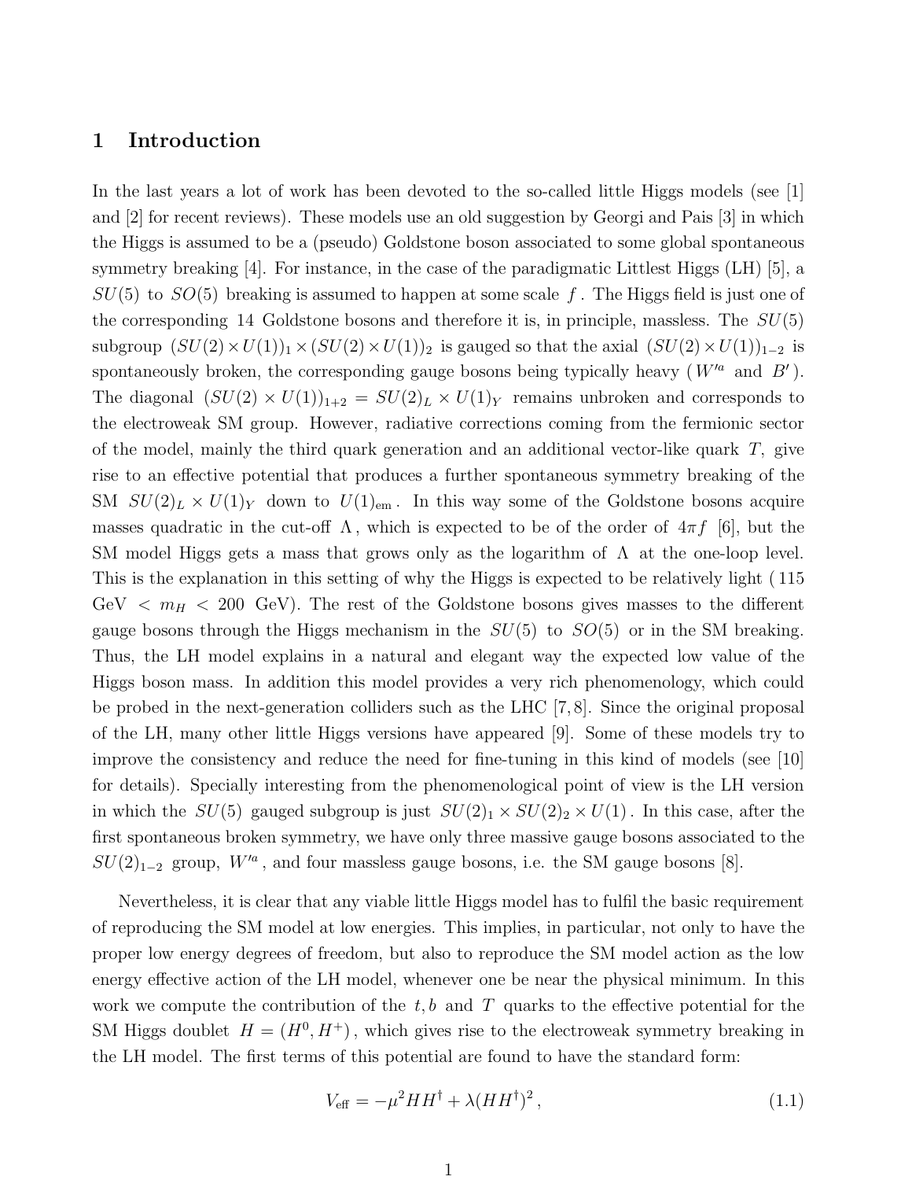# 1 Introduction

In the last years a lot of work has been devoted to the so-called little Higgs models (see [1] and [2] for recent reviews). These models use an old suggestion by Georgi and Pais [3] in which the Higgs is assumed to be a (pseudo) Goldstone boson associated to some global spontaneous symmetry breaking [4]. For instance, in the case of the paradigmatic Littlest Higgs (LH) [5], a $SU(5)$ to $SO(5)$ breaking is assumed to happen at some scale $f$. The Higgs field is just one of the corresponding 14 Goldstone bosons and therefore it is, in principle, massless. The $SU(5)$ subgroup $(SU(2)\times U(1))_1 \times (SU(2)\times U(1))_2$ is gauged so that the axial $(SU(2)\times U(1))_{1-2}$ is spontaneously broken, the corresponding gauge bosons being typically heavy ($W'^a$ and $B'$). The diagonal $(SU(2)\times U(1))_{1+2} = SU(2)_L \times U(1)_Y$ remains unbroken and corresponds to the electroweak SM group. However, radiative corrections coming from the fermionic sector of the model, mainly the third quark generation and an additional vector-like quark $T$, give rise to an effective potential that produces a further spontaneous symmetry breaking of the SM $SU(2)_L \times U(1)_Y$ down to $U(1)_{\rm em}$. In this way some of the Goldstone bosons acquire masses quadratic in the cut-off $\Lambda$, which is expected to be of the order of $4\pi f$ [6], but the SM model Higgs gets a mass that grows only as the logarithm of $\Lambda$ at the one-loop level. This is the explanation in this setting of why the Higgs is expected to be relatively light (115 GeV $< m_H <$ 200 GeV). The rest of the Goldstone bosons gives masses to the different gauge bosons through the Higgs mechanism in the $SU(5)$ to $SO(5)$ or in the SM breaking. Thus, the LH model explains in a natural and elegant way the expected low value of the Higgs boson mass. In addition this model provides a very rich phenomenology, which could be probed in the next-generation colliders such as the LHC [7,8]. Since the original proposal of the LH, many other little Higgs versions have appeared [9]. Some of these models try to improve the consistency and reduce the need for fine-tuning in this kind of models (see [10] for details). Specially interesting from the phenomenological point of view is the LH version in which the $SU(5)$ gauged subgroup is just $SU(2)_1 \times SU(2)_2 \times U(1)$. In this case, after the first spontaneous broken symmetry, we have only three massive gauge bosons associated to the $SU(2)_{1-2}$ group, $W'^a$, and four massless gauge bosons, i.e. the SM gauge bosons [8].

Nevertheless, it is clear that any viable little Higgs model has to fulfil the basic requirement of reproducing the SM model at low energies. This implies, in particular, not only to have the proper low energy degrees of freedom, but also to reproduce the SM model action as the low energy effective action of the LH model, whenever one be near the physical minimum. In this work we compute the contribution of the $t, b$ and $T$ quarks to the effective potential for the SM Higgs doublet $H = (H^0, H^+)$, which gives rise to the electroweak symmetry breaking in the LH model. The first terms of this potential are found to have the standard form:

$$V_{\rm eff} = -\mu^2 HH^\dagger + \lambda (HH^\dagger)^2 \,, \tag{1.1}$$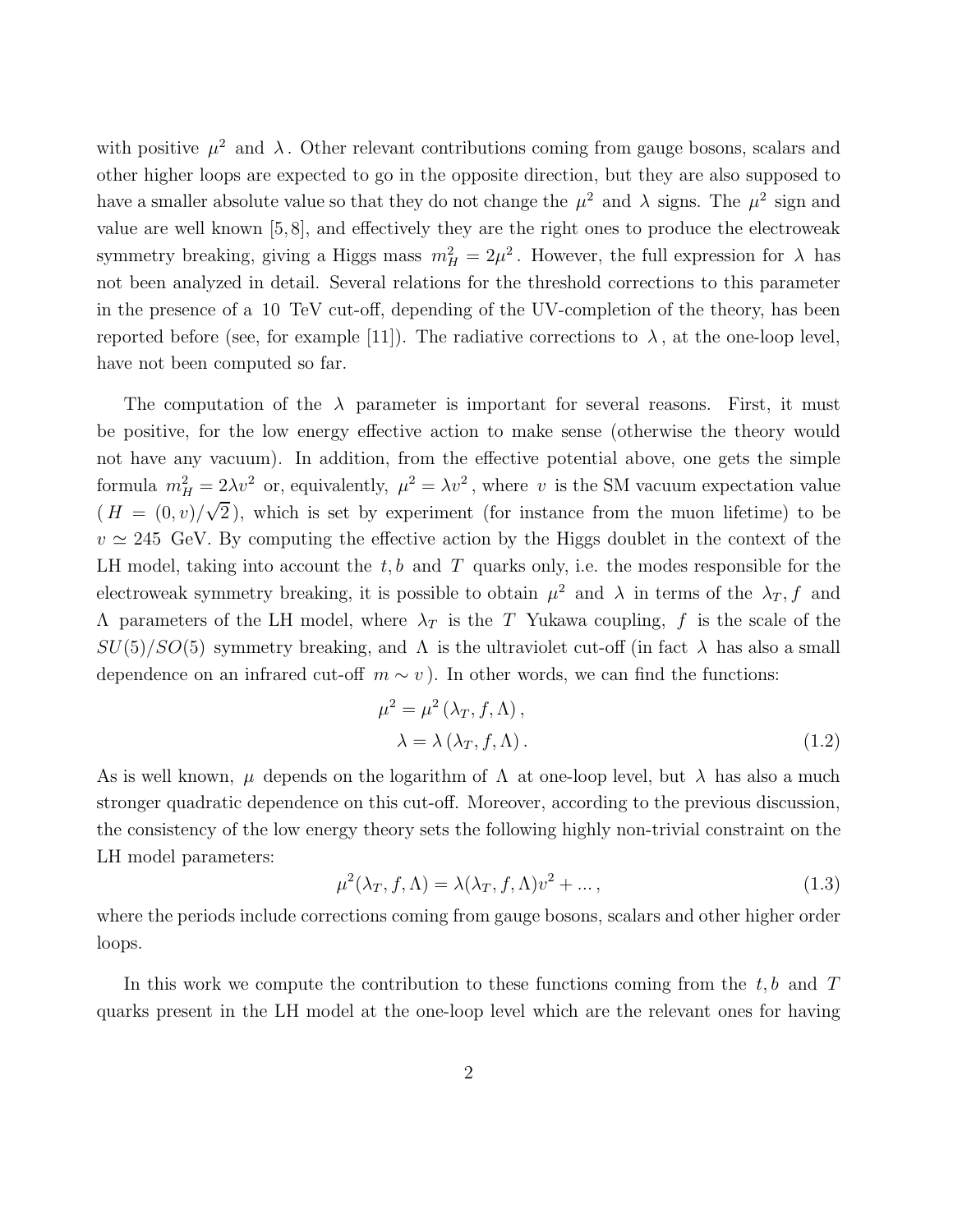with positive $\mu^2$ and $\lambda$. Other relevant contributions coming from gauge bosons, scalars and other higher loops are expected to go in the opposite direction, but they are also supposed to have a smaller absolute value so that they do not change the $\mu^2$ and $\lambda$ signs. The $\mu^2$ sign and value are well known [5,8], and effectively they are the right ones to produce the electroweak symmetry breaking, giving a Higgs mass $m_H^2 = 2\mu^2$. However, the full expression for $\lambda$ has not been analyzed in detail. Several relations for the threshold corrections to this parameter in the presence of a 10 TeV cut-off, depending of the UV-completion of the theory, has been reported before (see, for example [11]). The radiative corrections to $\lambda$, at the one-loop level, have not been computed so far.

The computation of the $\lambda$ parameter is important for several reasons. First, it must be positive, for the low energy effective action to make sense (otherwise the theory would not have any vacuum). In addition, from the effective potential above, one gets the simple formula $m_H^2 = 2\lambda v^2$ or, equivalently, $\mu^2 = \lambda v^2$, where $v$ is the SM vacuum expectation value ($H = (0, v)/\sqrt{2}$), which is set by experiment (for instance from the muon lifetime) to be $v \simeq 245$ GeV. By computing the effective action by the Higgs doublet in the context of the LH model, taking into account the $t, b$ and $T$ quarks only, i.e. the modes responsible for the electroweak symmetry breaking, it is possible to obtain $\mu^2$ and $\lambda$ in terms of the $\lambda_T, f$ and $\Lambda$ parameters of the LH model, where $\lambda_T$ is the $T$ Yukawa coupling, $f$ is the scale of the $SU(5)/SO(5)$ symmetry breaking, and $\Lambda$ is the ultraviolet cut-off (in fact $\lambda$ has also a small dependence on an infrared cut-off $m \sim v$). In other words, we can find the functions:

$$
\begin{aligned}
\mu^2 &= \mu^2 \left(\lambda_T, f, \Lambda\right), \\
\lambda &= \lambda \left(\lambda_T, f, \Lambda\right).
\end{aligned}
\tag{1.2}
$$

As is well known, $\mu$ depends on the logarithm of $\Lambda$ at one-loop level, but $\lambda$ has also a much stronger quadratic dependence on this cut-off. Moreover, according to the previous discussion, the consistency of the low energy theory sets the following highly non-trivial constraint on the LH model parameters:

$$
\mu^2(\lambda_T, f, \Lambda) = \lambda(\lambda_T, f, \Lambda) v^2 + ..., \tag{1.3}
$$

where the periods include corrections coming from gauge bosons, scalars and other higher order loops.

In this work we compute the contribution to these functions coming from the $t, b$ and $T$ quarks present in the LH model at the one-loop level which are the relevant ones for having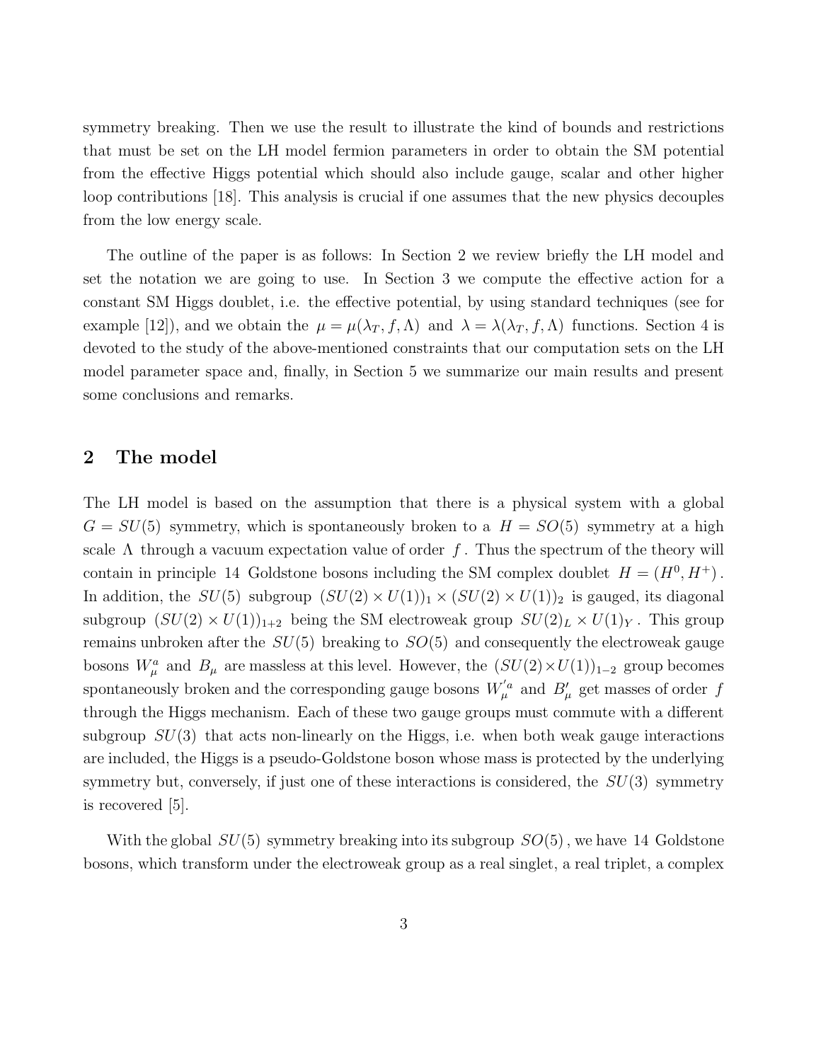symmetry breaking. Then we use the result to illustrate the kind of bounds and restrictions that must be set on the LH model fermion parameters in order to obtain the SM potential from the effective Higgs potential which should also include gauge, scalar and other higher loop contributions [18]. This analysis is crucial if one assumes that the new physics decouples from the low energy scale.

The outline of the paper is as follows: In Section 2 we review briefly the LH model and set the notation we are going to use. In Section 3 we compute the effective action for a constant SM Higgs doublet, i.e. the effective potential, by using standard techniques (see for example [12]), and we obtain the $\mu = \mu(\lambda_T, f, \Lambda)$ and $\lambda = \lambda(\lambda_T, f, \Lambda)$ functions. Section 4 is devoted to the study of the above-mentioned constraints that our computation sets on the LH model parameter space and, finally, in Section 5 we summarize our main results and present some conclusions and remarks.

## 2 The model

The LH model is based on the assumption that there is a physical system with a global $G = SU(5)$ symmetry, which is spontaneously broken to a $H = SO(5)$ symmetry at a high scale $\Lambda$ through a vacuum expectation value of order $f$. Thus the spectrum of the theory will contain in principle 14 Goldstone bosons including the SM complex doublet $H = (H^0, H^+)$. In addition, the $SU(5)$ subgroup $(SU(2) \times U(1))_1 \times (SU(2) \times U(1))_2$ is gauged, its diagonal subgroup $(SU(2) \times U(1))_{1+2}$ being the SM electroweak group $SU(2)_L \times U(1)_Y$. This group remains unbroken after the $SU(5)$ breaking to $SO(5)$ and consequently the electroweak gauge bosons $W_\mu^a$ and $B_\mu$ are massless at this level. However, the $(SU(2) \times U(1))_{1-2}$ group becomes spontaneously broken and the corresponding gauge bosons $W_\mu^{'a}$ and $B'_\mu$ get masses of order $f$ through the Higgs mechanism. Each of these two gauge groups must commute with a different subgroup $SU(3)$ that acts non-linearly on the Higgs, i.e. when both weak gauge interactions are included, the Higgs is a pseudo-Goldstone boson whose mass is protected by the underlying symmetry but, conversely, if just one of these interactions is considered, the $SU(3)$ symmetry is recovered [5].

With the global $SU(5)$ symmetry breaking into its subgroup $SO(5)$, we have 14 Goldstone bosons, which transform under the electroweak group as a real singlet, a real triplet, a complex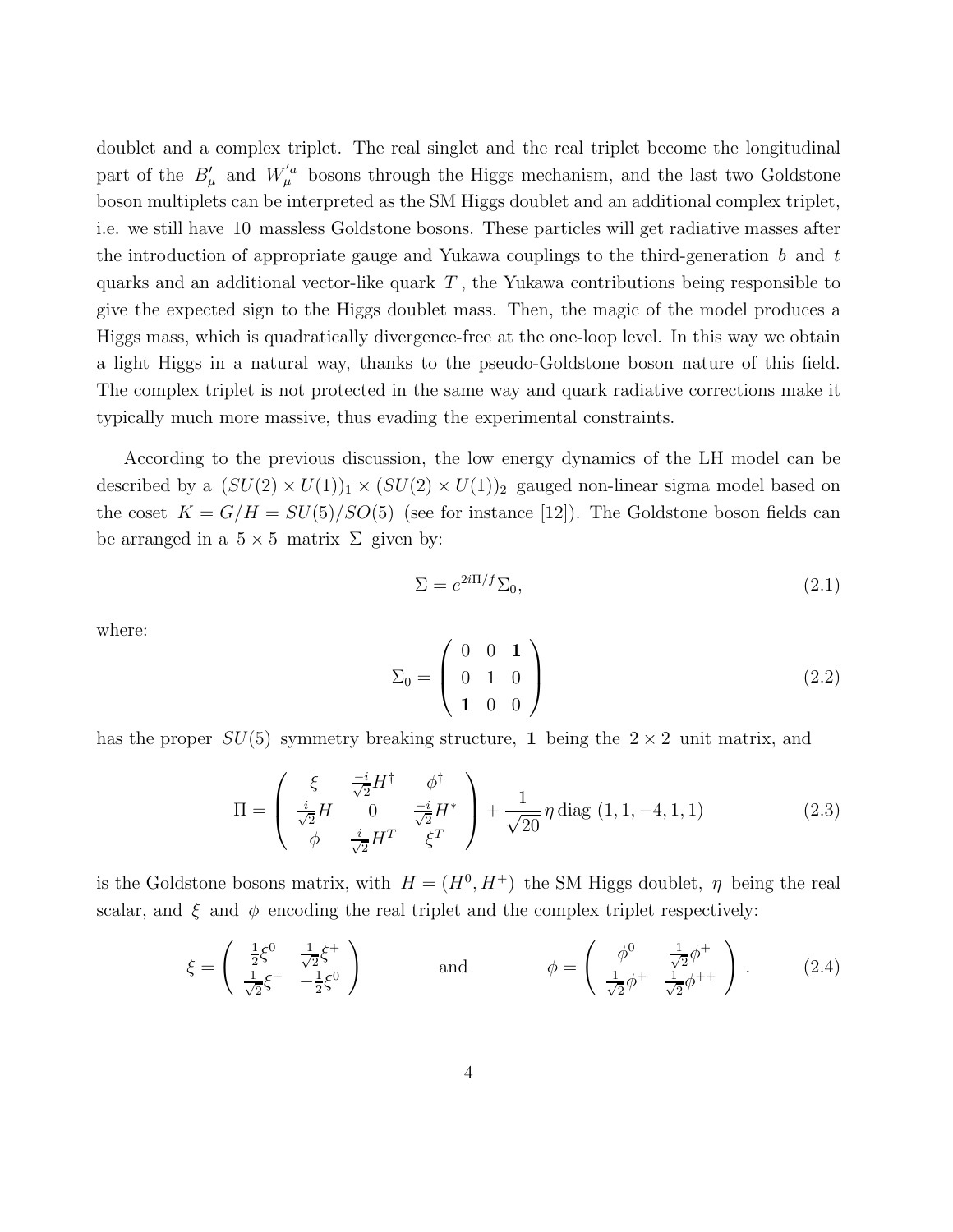doublet and a complex triplet. The real singlet and the real triplet become the longitudinal part of the $B'_\mu$ and $W'^a_\mu$ bosons through the Higgs mechanism, and the last two Goldstone boson multiplets can be interpreted as the SM Higgs doublet and an additional complex triplet, i.e. we still have 10 massless Goldstone bosons. These particles will get radiative masses after the introduction of appropriate gauge and Yukawa couplings to the third-generation $b$ and $t$ quarks and an additional vector-like quark $T$, the Yukawa contributions being responsible to give the expected sign to the Higgs doublet mass. Then, the magic of the model produces a Higgs mass, which is quadratically divergence-free at the one-loop level. In this way we obtain a light Higgs in a natural way, thanks to the pseudo-Goldstone boson nature of this field. The complex triplet is not protected in the same way and quark radiative corrections make it typically much more massive, thus evading the experimental constraints.

According to the previous discussion, the low energy dynamics of the LH model can be described by a $(SU(2) \times U(1))_1 \times (SU(2) \times U(1))_2$ gauged non-linear sigma model based on the coset $K = G/H = SU(5)/SO(5)$ (see for instance [12]). The Goldstone boson fields can be arranged in a $5 \times 5$ matrix $\Sigma$ given by:

$$\Sigma = e^{2i\Pi/f}\Sigma_0, \tag{2.1}$$

where:

$$\Sigma_0 = \begin{pmatrix} 0 & 0 & \mathbf{1} \\ 0 & 1 & 0 \\ \mathbf{1} & 0 & 0 \end{pmatrix} \tag{2.2}$$

has the proper $SU(5)$ symmetry breaking structure, $\mathbf{1}$ being the $2 \times 2$ unit matrix, and

$$\Pi = \begin{pmatrix} \xi & \frac{-i}{\sqrt{2}}H^\dagger & \phi^\dagger \\ \frac{i}{\sqrt{2}}H & 0 & \frac{-i}{\sqrt{2}}H^* \\ \phi & \frac{i}{\sqrt{2}}H^T & \xi^T \end{pmatrix} + \frac{1}{\sqrt{20}}\,\eta\,\mathrm{diag}\,(1,1,-4,1,1) \tag{2.3}$$

is the Goldstone bosons matrix, with $H = (H^0, H^+)$ the SM Higgs doublet, $\eta$ being the real scalar, and $\xi$ and $\phi$ encoding the real triplet and the complex triplet respectively:

$$\xi = \begin{pmatrix} \frac{1}{2}\xi^0 & \frac{1}{\sqrt{2}}\xi^+ \\ \frac{1}{\sqrt{2}}\xi^- & -\frac{1}{2}\xi^0 \end{pmatrix} \qquad \text{and} \qquad \phi = \begin{pmatrix} \phi^0 & \frac{1}{\sqrt{2}}\phi^+ \\ \frac{1}{\sqrt{2}}\phi^+ & \frac{1}{\sqrt{2}}\phi^{++} \end{pmatrix}. \tag{2.4}$$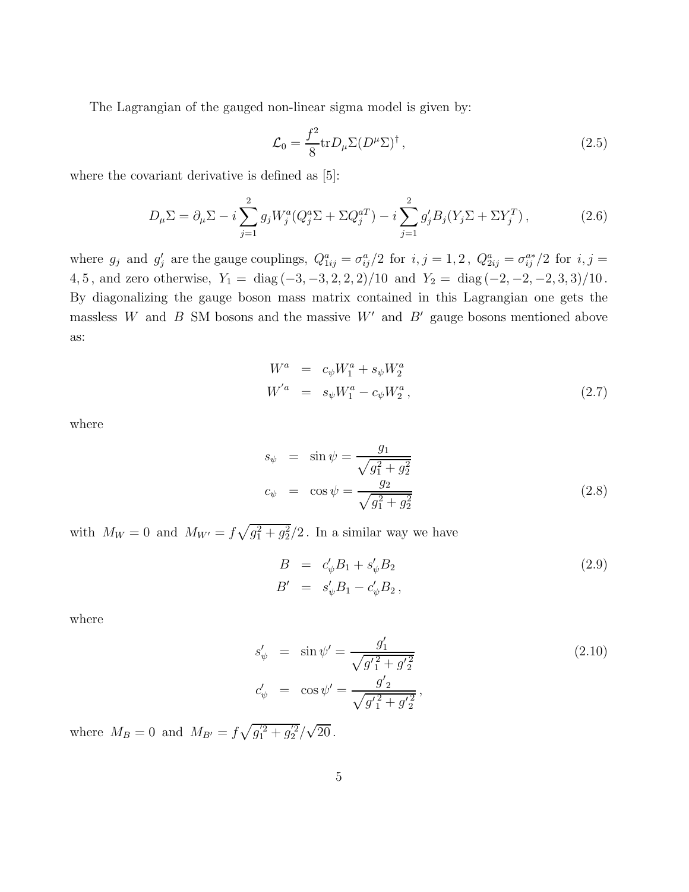The Lagrangian of the gauged non-linear sigma model is given by:

$$\mathcal{L}_0 = \frac{f^2}{8} \text{tr} D_\mu \Sigma (D^\mu \Sigma)^\dagger \,, \tag{2.5}$$

where the covariant derivative is defined as [5]:

$$D_\mu \Sigma = \partial_\mu \Sigma - i \sum_{j=1}^{2} g_j W_j^a (Q_j^a \Sigma + \Sigma Q_j^{aT}) - i \sum_{j=1}^{2} g'_j B_j (Y_j \Sigma + \Sigma Y_j^T) \,, \tag{2.6}$$

where $g_j$ and $g'_j$ are the gauge couplings, $Q^a_{1ij} = \sigma^a_{ij}/2$ for $i, j = 1, 2$, $Q^a_{2ij} = \sigma^{a*}_{ij}/2$ for $i, j = 4, 5$, and zero otherwise, $Y_1 = \text{diag}\,(-3, -3, 2, 2, 2)/10$ and $Y_2 = \text{diag}\,(-2, -2, -2, 3, 3)/10$. By diagonalizing the gauge boson mass matrix contained in this Lagrangian one gets the massless $W$ and $B$ SM bosons and the massive $W'$ and $B'$ gauge bosons mentioned above as:

$$\begin{aligned} W^a &= c_\psi W_1^a + s_\psi W_2^a \\ W'^a &= s_\psi W_1^a - c_\psi W_2^a \,, \end{aligned} \tag{2.7}$$

where

$$\begin{aligned} s_\psi &= \sin\psi = \frac{g_1}{\sqrt{g_1^2 + g_2^2}} \\ c_\psi &= \cos\psi = \frac{g_2}{\sqrt{g_1^2 + g_2^2}} \end{aligned} \tag{2.8}$$

with $M_W = 0$ and $M_{W'} = f\sqrt{g_1^2 + g_2^2}/2$. In a similar way we have

$$\begin{aligned} B &= c'_\psi B_1 + s'_\psi B_2 \\ B' &= s'_\psi B_1 - c'_\psi B_2 \,, \end{aligned} \tag{2.9}$$

where

$$\begin{aligned} s'_\psi &= \sin\psi' = \frac{g'_1}{\sqrt{{g'}_1^2 + {g'}_2^2}} \\ c'_\psi &= \cos\psi' = \frac{{g'}_2}{\sqrt{{g'}_1^2 + {g'}_2^2}} \,, \end{aligned} \tag{2.10}$$

where $M_B = 0$ and $M_{B'} = f\sqrt{g_1'^2 + g_2'^2}/\sqrt{20}$.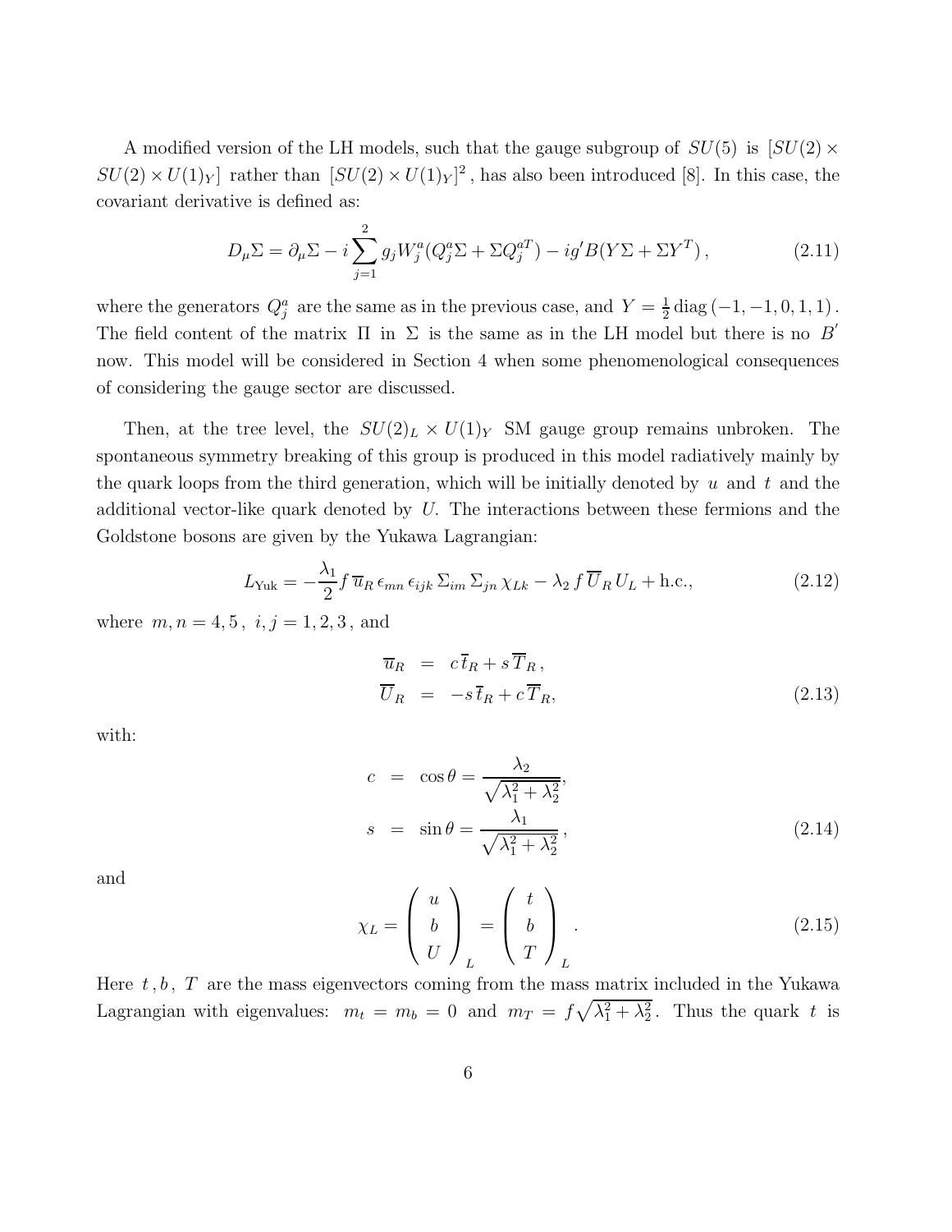A modified version of the LH models, such that the gauge subgroup of $SU(5)$ is $[SU(2) \times SU(2) \times U(1)_Y]$ rather than $[SU(2) \times U(1)_Y]^2$, has also been introduced [8]. In this case, the covariant derivative is defined as:

$$D_\mu \Sigma = \partial_\mu \Sigma - i \sum_{j=1}^{2} g_j W_j^a (Q_j^a \Sigma + \Sigma Q_j^{aT}) - i g' B (Y \Sigma + \Sigma Y^T) , \tag{2.11}$$

where the generators $Q_j^a$ are the same as in the previous case, and $Y = \frac{1}{2} \mathrm{diag}\,(-1, -1, 0, 1, 1)$. The field content of the matrix $\Pi$ in $\Sigma$ is the same as in the LH model but there is no $B'$ now. This model will be considered in Section 4 when some phenomenological consequences of considering the gauge sector are discussed.

Then, at the tree level, the $SU(2)_L \times U(1)_Y$ SM gauge group remains unbroken. The spontaneous symmetry breaking of this group is produced in this model radiatively mainly by the quark loops from the third generation, which will be initially denoted by $u$ and $t$ and the additional vector-like quark denoted by $U$. The interactions between these fermions and the Goldstone bosons are given by the Yukawa Lagrangian:

$$L_{\mathrm{Yuk}} = -\frac{\lambda_1}{2} f \, \overline{u}_R \, \epsilon_{mn} \, \epsilon_{ijk} \, \Sigma_{im} \, \Sigma_{jn} \, \chi_{Lk} - \lambda_2 \, f \, \overline{U}_R \, U_L + \mathrm{h.c.}, \tag{2.12}$$

where $m, n = 4, 5$, $i, j = 1, 2, 3$, and

$$\begin{aligned} \overline{u}_R &= c \, \overline{t}_R + s \, \overline{T}_R , \\ \overline{U}_R &= -s \, \overline{t}_R + c \, \overline{T}_R , \end{aligned} \tag{2.13}$$

with:

$$\begin{aligned} c &= \cos\theta = \frac{\lambda_2}{\sqrt{\lambda_1^2 + \lambda_2^2}} , \\ s &= \sin\theta = \frac{\lambda_1}{\sqrt{\lambda_1^2 + \lambda_2^2}} , \end{aligned} \tag{2.14}$$

and

$$\chi_L = \begin{pmatrix} u \\ b \\ U \end{pmatrix}_L = \begin{pmatrix} t \\ b \\ T \end{pmatrix}_L . \tag{2.15}$$

Here $t\,, b\,,\ T$ are the mass eigenvectors coming from the mass matrix included in the Yukawa Lagrangian with eigenvalues: $m_t = m_b = 0$ and $m_T = f \sqrt{\lambda_1^2 + \lambda_2^2}$. Thus the quark $t$ is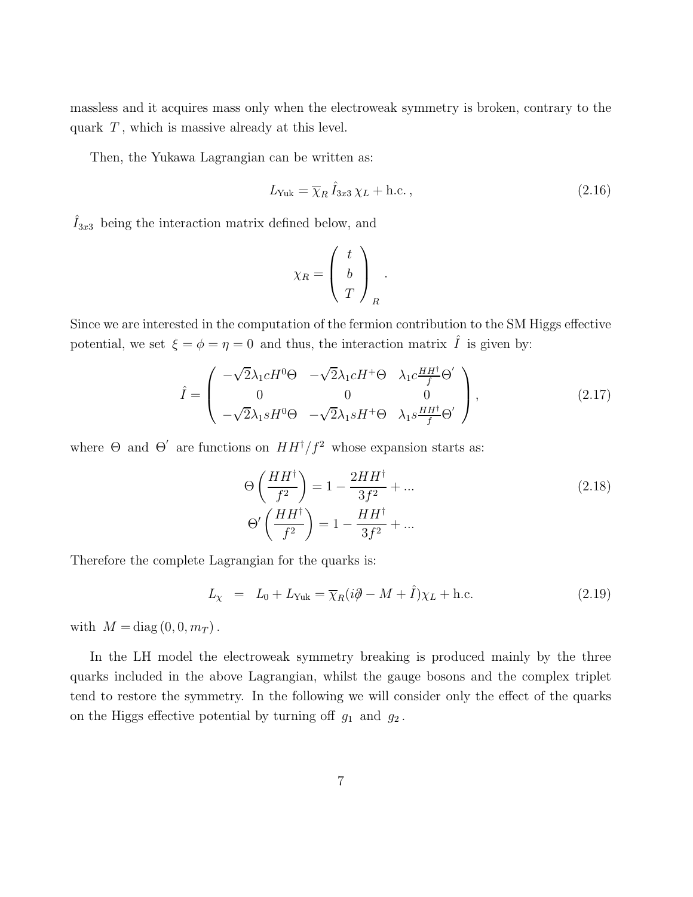massless and it acquires mass only when the electroweak symmetry is broken, contrary to the quark $T$, which is massive already at this level.

Then, the Yukawa Lagrangian can be written as:

$$L_{\rm Yuk} = \overline{\chi}_R \, \hat{I}_{3x3} \, \chi_L + {\rm h.c.}\,, \tag{2.16}$$

$\hat{I}_{3x3}$ being the interaction matrix defined below, and

$$\chi_R = \left( \begin{array}{c} t \\ b \\ T \end{array} \right)_R .$$

Since we are interested in the computation of the fermion contribution to the SM Higgs effective potential, we set $\xi = \phi = \eta = 0$ and thus, the interaction matrix $\hat{I}$ is given by:

$$\hat{I} = \left( \begin{array}{ccc} -\sqrt{2}\lambda_1 c H^0 \Theta & -\sqrt{2}\lambda_1 c H^+ \Theta & \lambda_1 c \frac{HH^\dagger}{f}\Theta' \\ 0 & 0 & 0 \\ -\sqrt{2}\lambda_1 s H^0 \Theta & -\sqrt{2}\lambda_1 s H^+ \Theta & \lambda_1 s \frac{HH^\dagger}{f}\Theta' \end{array} \right), \tag{2.17}$$

where $\Theta$ and $\Theta'$ are functions on $HH^\dagger/f^2$ whose expansion starts as:

$$\begin{aligned} \Theta\left(\frac{HH^\dagger}{f^2}\right) &= 1 - \frac{2HH^\dagger}{3f^2} + ... \\ \Theta'\left(\frac{HH^\dagger}{f^2}\right) &= 1 - \frac{HH^\dagger}{3f^2} + ... \end{aligned} \tag{2.18}$$

Therefore the complete Lagrangian for the quarks is:

$$L_\chi \;\; = \;\; L_0 + L_{\rm Yuk} = \overline{\chi}_R (i\partial\!\!\!/ - M + \hat{I})\chi_L + {\rm h.c.} \tag{2.19}$$

with $M = {\rm diag}\,(0, 0, m_T)$.

In the LH model the electroweak symmetry breaking is produced mainly by the three quarks included in the above Lagrangian, whilst the gauge bosons and the complex triplet tend to restore the symmetry. In the following we will consider only the effect of the quarks on the Higgs effective potential by turning off $g_1$ and $g_2$.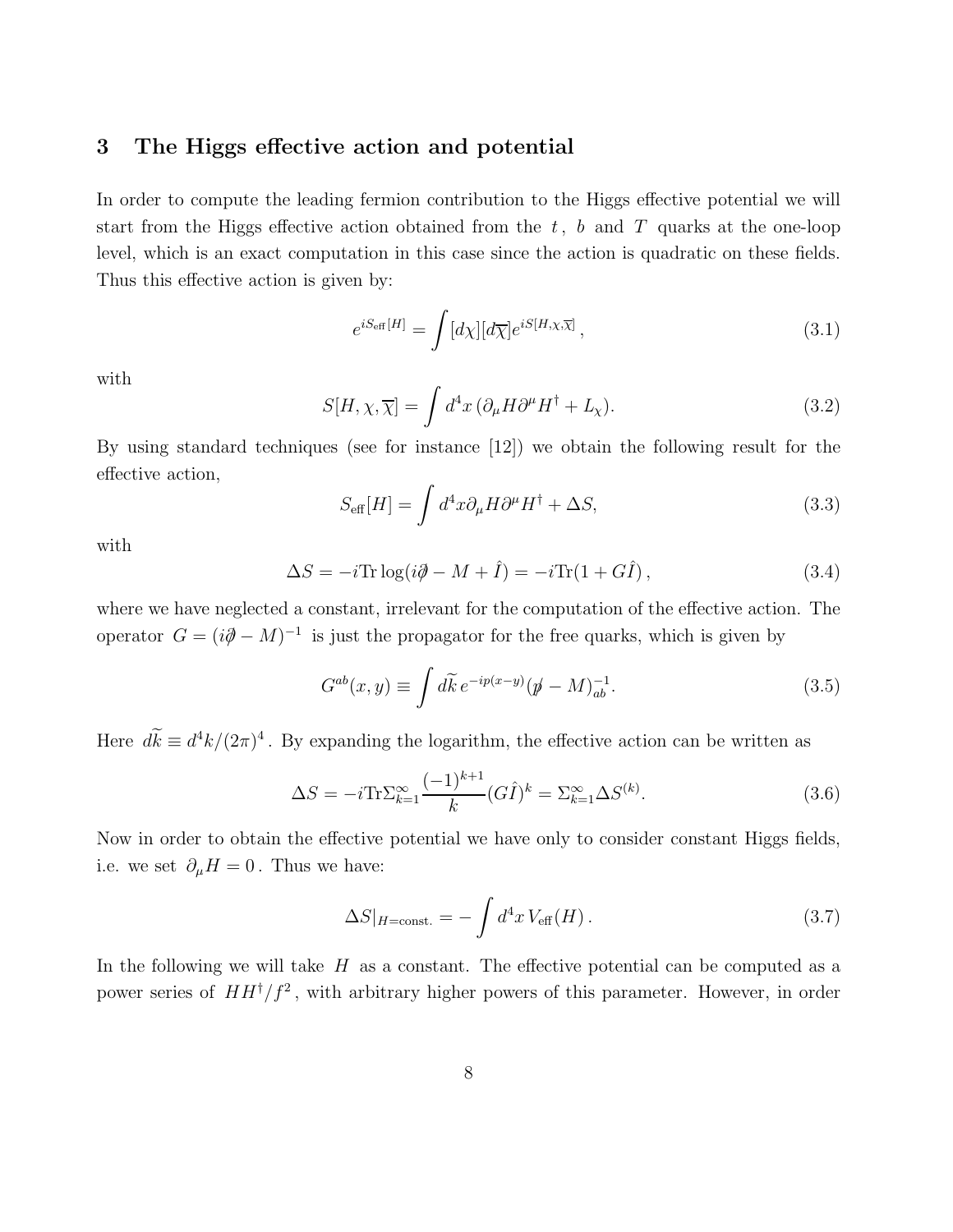## 3 The Higgs effective action and potential

In order to compute the leading fermion contribution to the Higgs effective potential we will start from the Higgs effective action obtained from the $t$, $b$ and $T$ quarks at the one-loop level, which is an exact computation in this case since the action is quadratic on these fields. Thus this effective action is given by:

$$e^{iS_{\rm eff}[H]} = \int [d\chi][d\overline{\chi}] e^{iS[H,\chi,\overline{\chi}]}\,, \tag{3.1}$$

with

$$S[H,\chi,\overline{\chi}] = \int d^4x\,(\partial_\mu H \partial^\mu H^\dagger + L_\chi). \tag{3.2}$$

By using standard techniques (see for instance [12]) we obtain the following result for the effective action,

$$S_{\rm eff}[H] = \int d^4x \partial_\mu H \partial^\mu H^\dagger + \Delta S, \tag{3.3}$$

with

$$\Delta S = -i{\rm Tr}\log(i\partial\!\!\!/ - M + \hat{I}) = -i{\rm Tr}(1 + G\hat{I})\,, \tag{3.4}$$

where we have neglected a constant, irrelevant for the computation of the effective action. The operator $G = (i\partial\!\!\!/ - M)^{-1}$ is just the propagator for the free quarks, which is given by

$$G^{ab}(x,y) \equiv \int \widetilde{dk}\, e^{-ip(x-y)} (p\!\!\!/ - M)^{-1}_{ab}. \tag{3.5}$$

Here $\widetilde{dk} \equiv d^4k/(2\pi)^4$. By expanding the logarithm, the effective action can be written as

$$\Delta S = -i{\rm Tr}\Sigma_{k=1}^{\infty} \frac{(-1)^{k+1}}{k} (G\hat{I})^k = \Sigma_{k=1}^{\infty} \Delta S^{(k)}. \tag{3.6}$$

Now in order to obtain the effective potential we have only to consider constant Higgs fields, i.e. we set $\partial_\mu H = 0$. Thus we have:

$$\Delta S|_{H=\rm const.} = -\int d^4x\, V_{\rm eff}(H)\,. \tag{3.7}$$

In the following we will take $H$ as a constant. The effective potential can be computed as a power series of $HH^\dagger/f^2$, with arbitrary higher powers of this parameter. However, in order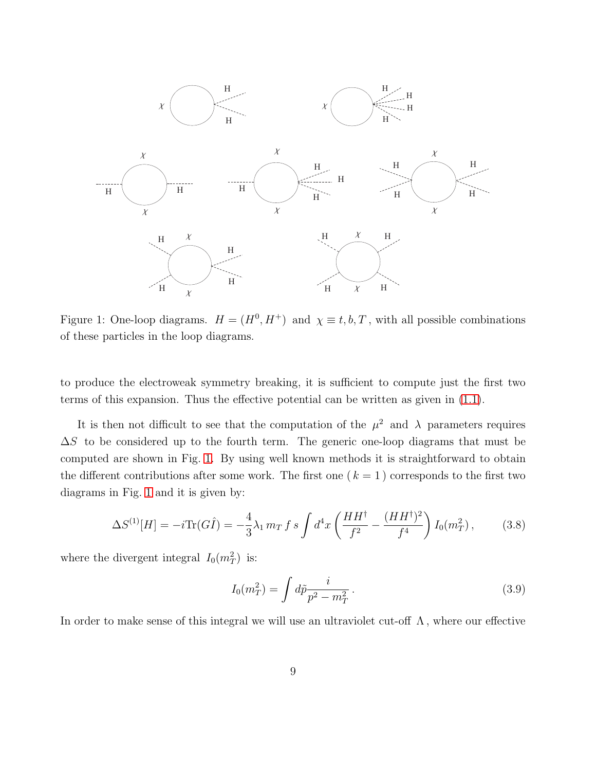Figure 1: One-loop diagrams. $H = (H^0, H^+)$ and $\chi \equiv t, b, T$, with all possible combinations of these particles in the loop diagrams.

to produce the electroweak symmetry breaking, it is sufficient to compute just the first two terms of this expansion. Thus the effective potential can be written as given in (1.1).

It is then not difficult to see that the computation of the $\mu^2$ and $\lambda$ parameters requires $\Delta S$ to be considered up to the fourth term. The generic one-loop diagrams that must be computed are shown in Fig. 1. By using well known methods it is straightforward to obtain the different contributions after some work. The first one ( $k = 1$ ) corresponds to the first two diagrams in Fig. 1 and it is given by:

$$\Delta S^{(1)}[H] = -i\mathrm{Tr}(G\hat{I}) = -\frac{4}{3}\lambda_1 \, m_T \, f \, s \int d^4x \left( \frac{HH^\dagger}{f^2} - \frac{(HH^\dagger)^2}{f^4} \right) I_0(m_T^2) \,, \tag{3.8}$$

where the divergent integral $I_0(m_T^2)$ is:

$$I_0(m_T^2) = \int d\tilde{p} \frac{i}{p^2 - m_T^2} \,. \tag{3.9}$$

In order to make sense of this integral we will use an ultraviolet cut-off $\Lambda$, where our effective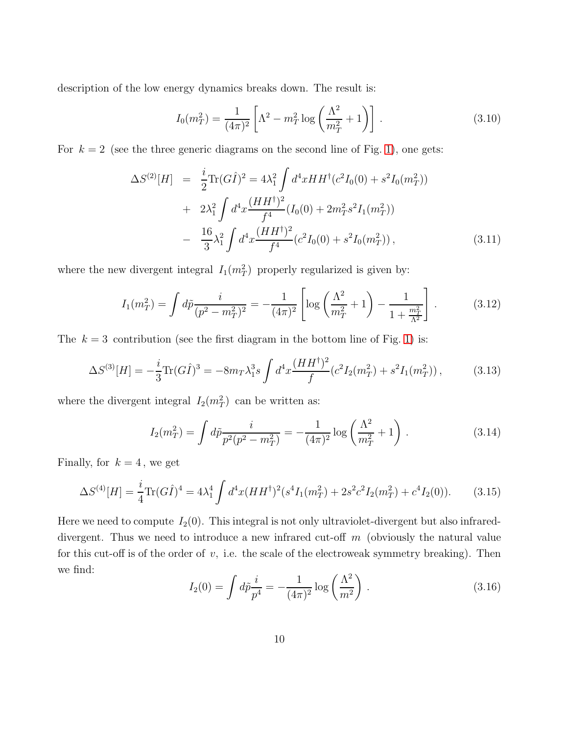description of the low energy dynamics breaks down. The result is:

$$I_0(m_T^2) = \frac{1}{(4\pi)^2}\left[\Lambda^2 - m_T^2 \log\left(\frac{\Lambda^2}{m_T^2}+1\right)\right] . \tag{3.10}$$

For $k=2$ (see the three generic diagrams on the second line of Fig. 1), one gets:

$$\begin{aligned}
\Delta S^{(2)}[H] &= \frac{i}{2}\mathrm{Tr}(G\hat{I})^2 = 4\lambda_1^2 \int d^4x HH^\dagger (c^2 I_0(0) + s^2 I_0(m_T^2)) \\
&+ 2\lambda_1^2 \int d^4x \frac{(HH^\dagger)^2}{f^4}(I_0(0) + 2m_T^2 s^2 I_1(m_T^2)) \\
&- \frac{16}{3}\lambda_1^2 \int d^4x \frac{(HH^\dagger)^2}{f^4}(c^2 I_0(0) + s^2 I_0(m_T^2)) ,
\end{aligned} \tag{3.11}$$

where the new divergent integral $I_1(m_T^2)$ properly regularized is given by:

$$I_1(m_T^2) = \int d\tilde{p} \frac{i}{(p^2-m_T^2)^2} = -\frac{1}{(4\pi)^2}\left[\log\left(\frac{\Lambda^2}{m_T^2}+1\right) - \frac{1}{1+\frac{m_T^2}{\Lambda^2}}\right] . \tag{3.12}$$

The $k=3$ contribution (see the first diagram in the bottom line of Fig. 1) is:

$$\Delta S^{(3)}[H] = -\frac{i}{3}\mathrm{Tr}(G\hat{I})^3 = -8m_T\lambda_1^3 s \int d^4x \frac{(HH^\dagger)^2}{f}(c^2 I_2(m_T^2) + s^2 I_1(m_T^2)) , \tag{3.13}$$

where the divergent integral $I_2(m_T^2)$ can be written as:

$$I_2(m_T^2) = \int d\tilde{p} \frac{i}{p^2(p^2-m_T^2)} = -\frac{1}{(4\pi)^2}\log\left(\frac{\Lambda^2}{m_T^2}+1\right) . \tag{3.14}$$

Finally, for $k=4$, we get

$$\Delta S^{(4)}[H] = \frac{i}{4}\mathrm{Tr}(G\hat{I})^4 = 4\lambda_1^4 \int d^4x (HH^\dagger)^2 (s^4 I_1(m_T^2) + 2s^2c^2 I_2(m_T^2) + c^4 I_2(0)). \tag{3.15}$$

Here we need to compute $I_2(0)$. This integral is not only ultraviolet-divergent but also infrared-divergent. Thus we need to introduce a new infrared cut-off $m$ (obviously the natural value for this cut-off is of the order of $v$, i.e. the scale of the electroweak symmetry breaking). Then we find:

$$I_2(0) = \int d\tilde{p} \frac{i}{p^4} = -\frac{1}{(4\pi)^2}\log\left(\frac{\Lambda^2}{m^2}\right) . \tag{3.16}$$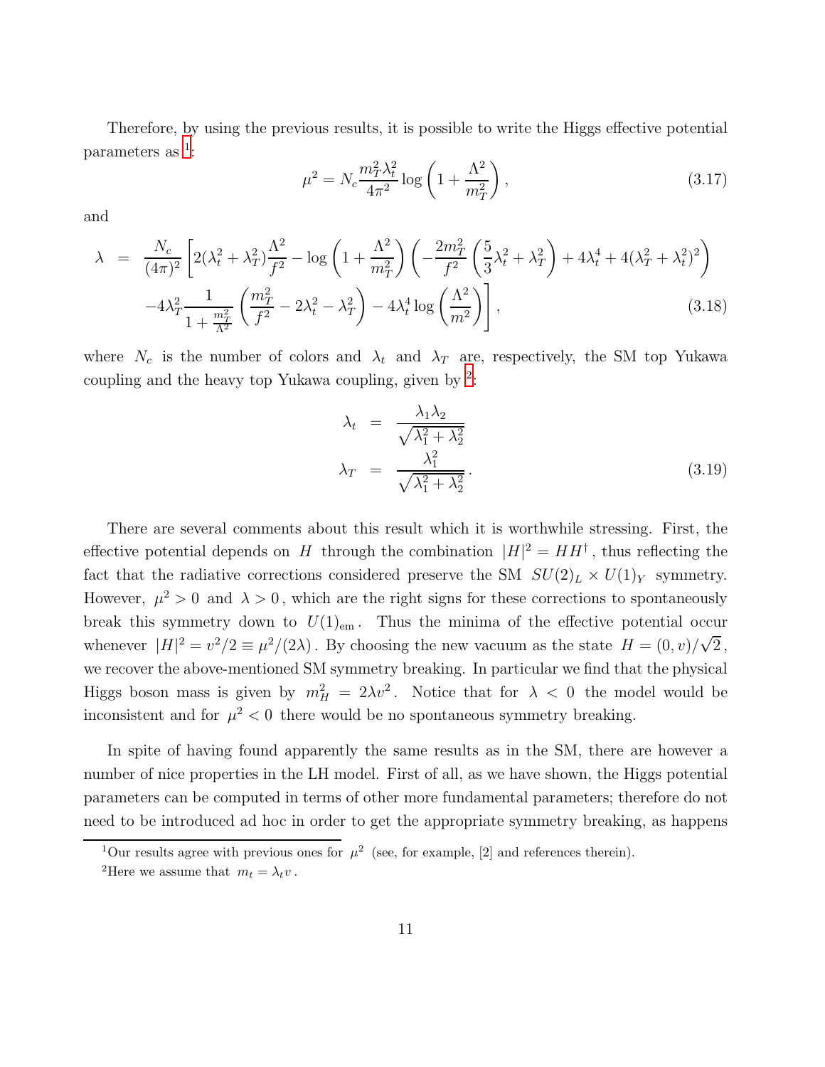Therefore, by using the previous results, it is possible to write the Higgs effective potential parameters as [1]:

$$\mu^2 = N_c \frac{m_T^2 \lambda_t^2}{4\pi^2} \log\left(1 + \frac{\Lambda^2}{m_T^2}\right), \tag{3.17}$$

and

$$\begin{aligned}
\lambda \;=\; & \frac{N_c}{(4\pi)^2}\left[2(\lambda_t^2+\lambda_T^2)\frac{\Lambda^2}{f^2} - \log\left(1+\frac{\Lambda^2}{m_T^2}\right)\left(-\frac{2m_T^2}{f^2}\left(\frac{5}{3}\lambda_t^2+\lambda_T^2\right)+4\lambda_t^4+4(\lambda_T^2+\lambda_t^2)^2\right)\right. \\
& \left. -4\lambda_T^2\frac{1}{1+\frac{m_T^2}{\Lambda^2}}\left(\frac{m_T^2}{f^2}-2\lambda_t^2-\lambda_T^2\right)-4\lambda_t^4\log\left(\frac{\Lambda^2}{m^2}\right)\right],
\end{aligned} \tag{3.18}$$

where $N_c$ is the number of colors and $\lambda_t$ and $\lambda_T$ are, respectively, the SM top Yukawa coupling and the heavy top Yukawa coupling, given by [2]:

$$\begin{aligned}
\lambda_t &= \frac{\lambda_1\lambda_2}{\sqrt{\lambda_1^2+\lambda_2^2}} \\
\lambda_T &= \frac{\lambda_1^2}{\sqrt{\lambda_1^2+\lambda_2^2}}.
\end{aligned} \tag{3.19}$$

There are several comments about this result which it is worthwhile stressing. First, the effective potential depends on $H$ through the combination $|H|^2 = HH^\dagger$, thus reflecting the fact that the radiative corrections considered preserve the SM $SU(2)_L \times U(1)_Y$ symmetry. However, $\mu^2 > 0$ and $\lambda > 0$, which are the right signs for these corrections to spontaneously break this symmetry down to $U(1)_{\rm em}$. Thus the minima of the effective potential occur whenever $|H|^2 = v^2/2 \equiv \mu^2/(2\lambda)$. By choosing the new vacuum as the state $H = (0, v)/\sqrt{2}$, we recover the above-mentioned SM symmetry breaking. In particular we find that the physical Higgs boson mass is given by $m_H^2 = 2\lambda v^2$. Notice that for $\lambda < 0$ the model would be inconsistent and for $\mu^2 < 0$ there would be no spontaneous symmetry breaking.

In spite of having found apparently the same results as in the SM, there are however a number of nice properties in the LH model. First of all, as we have shown, the Higgs potential parameters can be computed in terms of other more fundamental parameters; therefore do not need to be introduced ad hoc in order to get the appropriate symmetry breaking, as happens

---

[1] Our results agree with previous ones for $\mu^2$ (see, for example, [2] and references therein).

[2] Here we assume that $m_t = \lambda_t v$.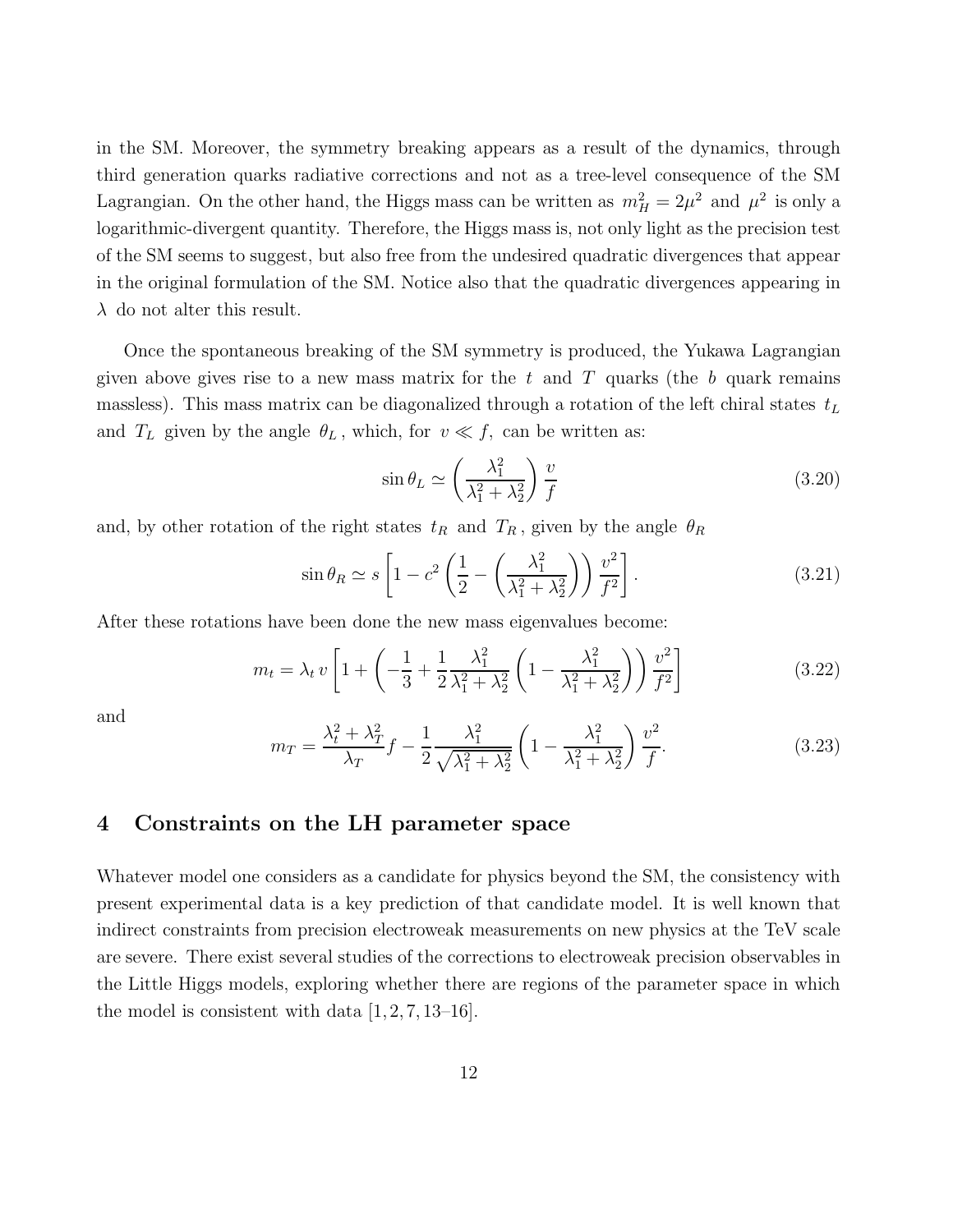in the SM. Moreover, the symmetry breaking appears as a result of the dynamics, through third generation quarks radiative corrections and not as a tree-level consequence of the SM Lagrangian. On the other hand, the Higgs mass can be written as $m_H^2 = 2\mu^2$ and $\mu^2$ is only a logarithmic-divergent quantity. Therefore, the Higgs mass is, not only light as the precision test of the SM seems to suggest, but also free from the undesired quadratic divergences that appear in the original formulation of the SM. Notice also that the quadratic divergences appearing in $\lambda$ do not alter this result.

Once the spontaneous breaking of the SM symmetry is produced, the Yukawa Lagrangian given above gives rise to a new mass matrix for the $t$ and $T$ quarks (the $b$ quark remains massless). This mass matrix can be diagonalized through a rotation of the left chiral states $t_L$ and $T_L$ given by the angle $\theta_L$, which, for $v \ll f$, can be written as:

$$\sin\theta_L \simeq \left(\frac{\lambda_1^2}{\lambda_1^2 + \lambda_2^2}\right)\frac{v}{f} \tag{3.20}$$

and, by other rotation of the right states $t_R$ and $T_R$, given by the angle $\theta_R$

$$\sin\theta_R \simeq s\left[1 - c^2\left(\frac{1}{2} - \left(\frac{\lambda_1^2}{\lambda_1^2 + \lambda_2^2}\right)\right)\frac{v^2}{f^2}\right]. \tag{3.21}$$

After these rotations have been done the new mass eigenvalues become:

$$m_t = \lambda_t\, v\left[1 + \left(-\frac{1}{3} + \frac{1}{2}\frac{\lambda_1^2}{\lambda_1^2 + \lambda_2^2}\left(1 - \frac{\lambda_1^2}{\lambda_1^2 + \lambda_2^2}\right)\right)\frac{v^2}{f^2}\right] \tag{3.22}$$

and

$$m_T = \frac{\lambda_t^2 + \lambda_T^2}{\lambda_T} f - \frac{1}{2}\frac{\lambda_1^2}{\sqrt{\lambda_1^2 + \lambda_2^2}}\left(1 - \frac{\lambda_1^2}{\lambda_1^2 + \lambda_2^2}\right)\frac{v^2}{f}. \tag{3.23}$$

## 4 Constraints on the LH parameter space

Whatever model one considers as a candidate for physics beyond the SM, the consistency with present experimental data is a key prediction of that candidate model. It is well known that indirect constraints from precision electroweak measurements on new physics at the TeV scale are severe. There exist several studies of the corrections to electroweak precision observables in the Little Higgs models, exploring whether there are regions of the parameter space in which the model is consistent with data [1, 2, 7, 13–16].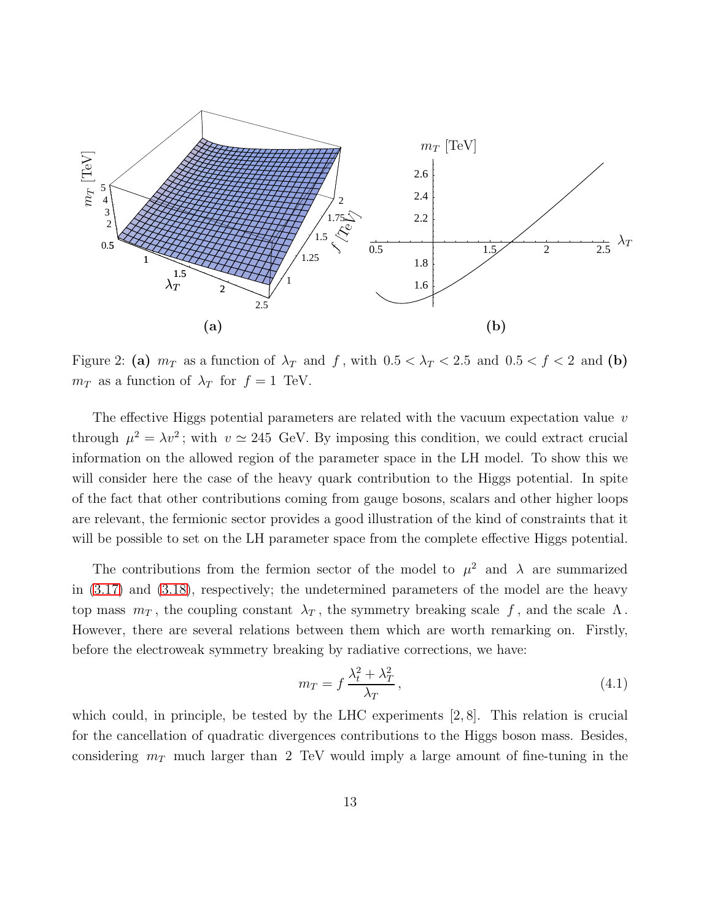Figure 2: **(a)** $m_T$ as a function of $\lambda_T$ and $f$, with $0.5 < \lambda_T < 2.5$ and $0.5 < f < 2$ and **(b)** $m_T$ as a function of $\lambda_T$ for $f = 1$ TeV.

The effective Higgs potential parameters are related with the vacuum expectation value $v$ through $\mu^2 = \lambda v^2$; with $v \simeq 245$ GeV. By imposing this condition, we could extract crucial information on the allowed region of the parameter space in the LH model. To show this we will consider here the case of the heavy quark contribution to the Higgs potential. In spite of the fact that other contributions coming from gauge bosons, scalars and other higher loops are relevant, the fermionic sector provides a good illustration of the kind of constraints that it will be possible to set on the LH parameter space from the complete effective Higgs potential.

The contributions from the fermion sector of the model to $\mu^2$ and $\lambda$ are summarized in (3.17) and (3.18), respectively; the undetermined parameters of the model are the heavy top mass $m_T$, the coupling constant $\lambda_T$, the symmetry breaking scale $f$, and the scale $\Lambda$. However, there are several relations between them which are worth remarking on. Firstly, before the electroweak symmetry breaking by radiative corrections, we have:

$$m_T = f \, \frac{\lambda_t^2 + \lambda_T^2}{\lambda_T} \,, \tag{4.1}$$

which could, in principle, be tested by the LHC experiments [2, 8]. This relation is crucial for the cancellation of quadratic divergences contributions to the Higgs boson mass. Besides, considering $m_T$ much larger than 2 TeV would imply a large amount of fine-tuning in the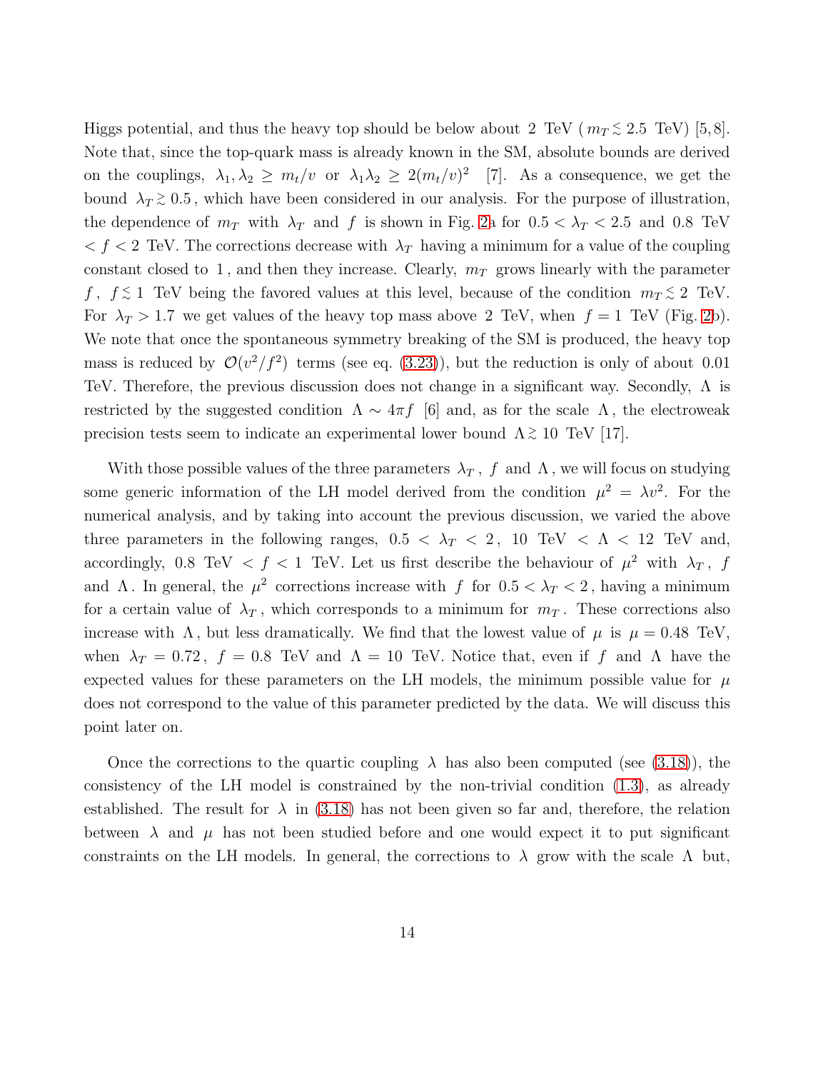Higgs potential, and thus the heavy top should be below about 2 TeV ( $m_T \lesssim 2.5$ TeV) [5,8]. Note that, since the top-quark mass is already known in the SM, absolute bounds are derived on the couplings, $\lambda_1, \lambda_2 \geq m_t/v$ or $\lambda_1 \lambda_2 \geq 2(m_t/v)^2$ [7]. As a consequence, we get the bound $\lambda_T \gtrsim 0.5$, which have been considered in our analysis. For the purpose of illustration, the dependence of $m_T$ with $\lambda_T$ and $f$ is shown in Fig. 2a for $0.5 < \lambda_T < 2.5$ and 0.8 TeV $< f < 2$ TeV. The corrections decrease with $\lambda_T$ having a minimum for a value of the coupling constant closed to 1, and then they increase. Clearly, $m_T$ grows linearly with the parameter $f$, $f \lesssim 1$ TeV being the favored values at this level, because of the condition $m_T \lesssim 2$ TeV. For $\lambda_T > 1.7$ we get values of the heavy top mass above 2 TeV, when $f = 1$ TeV (Fig. 2b). We note that once the spontaneous symmetry breaking of the SM is produced, the heavy top mass is reduced by $\mathcal{O}(v^2/f^2)$ terms (see eq. (3.23)), but the reduction is only of about 0.01 TeV. Therefore, the previous discussion does not change in a significant way. Secondly, $\Lambda$ is restricted by the suggested condition $\Lambda \sim 4\pi f$ [6] and, as for the scale $\Lambda$, the electroweak precision tests seem to indicate an experimental lower bound $\Lambda \gtrsim 10$ TeV [17].

With those possible values of the three parameters $\lambda_T$, $f$ and $\Lambda$, we will focus on studying some generic information of the LH model derived from the condition $\mu^2 = \lambda v^2$. For the numerical analysis, and by taking into account the previous discussion, we varied the above three parameters in the following ranges, $0.5 < \lambda_T < 2$, 10 TeV $< \Lambda <$ 12 TeV and, accordingly, 0.8 TeV $< f <$ 1 TeV. Let us first describe the behaviour of $\mu^2$ with $\lambda_T$, $f$ and $\Lambda$. In general, the $\mu^2$ corrections increase with $f$ for $0.5 < \lambda_T < 2$, having a minimum for a certain value of $\lambda_T$, which corresponds to a minimum for $m_T$. These corrections also increase with $\Lambda$, but less dramatically. We find that the lowest value of $\mu$ is $\mu = 0.48$ TeV, when $\lambda_T = 0.72$, $f = 0.8$ TeV and $\Lambda = 10$ TeV. Notice that, even if $f$ and $\Lambda$ have the expected values for these parameters on the LH models, the minimum possible value for $\mu$ does not correspond to the value of this parameter predicted by the data. We will discuss this point later on.

Once the corrections to the quartic coupling $\lambda$ has also been computed (see (3.18)), the consistency of the LH model is constrained by the non-trivial condition (1.3), as already established. The result for $\lambda$ in (3.18) has not been given so far and, therefore, the relation between $\lambda$ and $\mu$ has not been studied before and one would expect it to put significant constraints on the LH models. In general, the corrections to $\lambda$ grow with the scale $\Lambda$ but,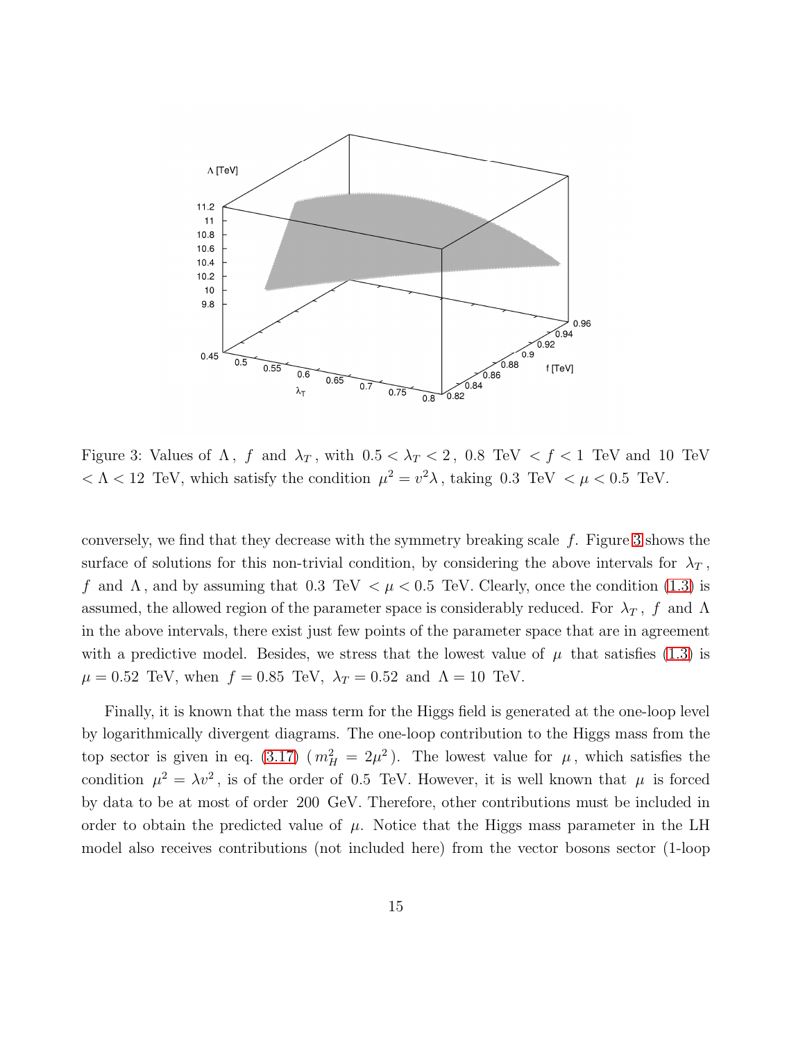Figure 3: Values of $\Lambda$, $f$ and $\lambda_T$, with $0.5 < \lambda_T < 2$, $0.8$ TeV $< f < 1$ TeV and $10$ TeV $< \Lambda < 12$ TeV, which satisfy the condition $\mu^2 = v^2\lambda$, taking $0.3$ TeV $< \mu < 0.5$ TeV.

conversely, we find that they decrease with the symmetry breaking scale $f$. Figure 3 shows the surface of solutions for this non-trivial condition, by considering the above intervals for $\lambda_T$, $f$ and $\Lambda$, and by assuming that $0.3$ TeV $< \mu < 0.5$ TeV. Clearly, once the condition (1.3) is assumed, the allowed region of the parameter space is considerably reduced. For $\lambda_T$, $f$ and $\Lambda$ in the above intervals, there exist just few points of the parameter space that are in agreement with a predictive model. Besides, we stress that the lowest value of $\mu$ that satisfies (1.3) is $\mu = 0.52$ TeV, when $f = 0.85$ TeV, $\lambda_T = 0.52$ and $\Lambda = 10$ TeV.

Finally, it is known that the mass term for the Higgs field is generated at the one-loop level by logarithmically divergent diagrams. The one-loop contribution to the Higgs mass from the top sector is given in eq. (3.17) ($m_H^2 = 2\mu^2$). The lowest value for $\mu$, which satisfies the condition $\mu^2 = \lambda v^2$, is of the order of $0.5$ TeV. However, it is well known that $\mu$ is forced by data to be at most of order $200$ GeV. Therefore, other contributions must be included in order to obtain the predicted value of $\mu$. Notice that the Higgs mass parameter in the LH model also receives contributions (not included here) from the vector bosons sector (1-loop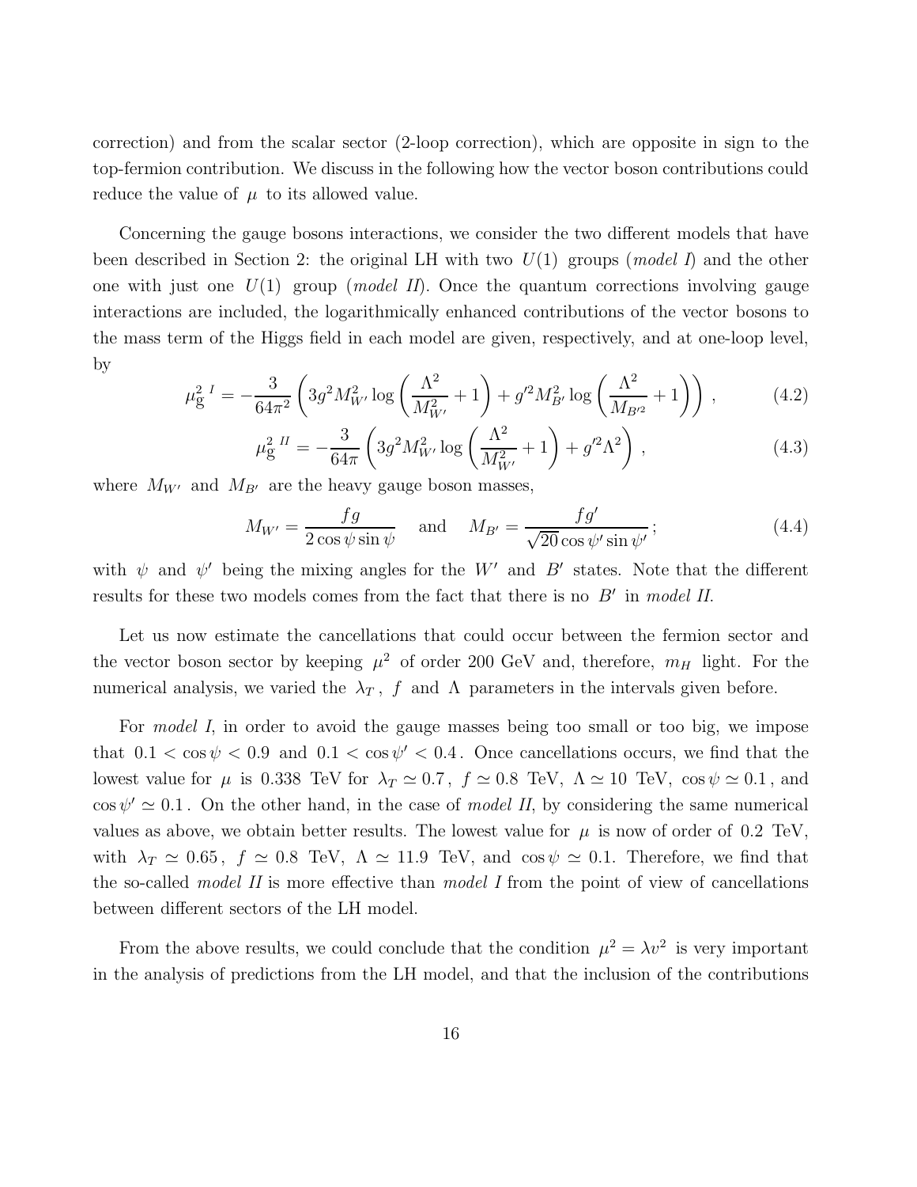correction) and from the scalar sector (2-loop correction), which are opposite in sign to the top-fermion contribution. We discuss in the following how the vector boson contributions could reduce the value of $\mu$ to its allowed value.

Concerning the gauge bosons interactions, we consider the two different models that have been described in Section 2: the original LH with two $U(1)$ groups (*model I*) and the other one with just one $U(1)$ group (*model II*). Once the quantum corrections involving gauge interactions are included, the logarithmically enhanced contributions of the vector bosons to the mass term of the Higgs field in each model are given, respectively, and at one-loop level, by

$$\mu_{\rm g}^{2\ I} = -\frac{3}{64\pi^2}\left(3g^2 M_{W'}^2 \log\left(\frac{\Lambda^2}{M_{W'}^2}+1\right) + g'^2 M_{B'}^2 \log\left(\frac{\Lambda^2}{M_{B'^2}}+1\right)\right)\,, \tag{4.2}$$

$$\mu_{\rm g}^{2\ II} = -\frac{3}{64\pi}\left(3g^2 M_{W'}^2 \log\left(\frac{\Lambda^2}{M_{W'}^2}+1\right) + g'^2 \Lambda^2\right)\,, \tag{4.3}$$

where $M_{W'}$ and $M_{B'}$ are the heavy gauge boson masses,

$$M_{W'} = \frac{fg}{2\cos\psi\sin\psi} \quad \text{and} \quad M_{B'} = \frac{fg'}{\sqrt{20}\cos\psi'\sin\psi'}\,; \tag{4.4}$$

with $\psi$ and $\psi'$ being the mixing angles for the $W'$ and $B'$ states. Note that the different results for these two models comes from the fact that there is no $B'$ in *model II*.

Let us now estimate the cancellations that could occur between the fermion sector and the vector boson sector by keeping $\mu^2$ of order 200 GeV and, therefore, $m_H$ light. For the numerical analysis, we varied the $\lambda_T$, $f$ and $\Lambda$ parameters in the intervals given before.

For *model I*, in order to avoid the gauge masses being too small or too big, we impose that $0.1 < \cos\psi < 0.9$ and $0.1 < \cos\psi' < 0.4$. Once cancellations occurs, we find that the lowest value for $\mu$ is 0.338 TeV for $\lambda_T \simeq 0.7$, $f \simeq 0.8$ TeV, $\Lambda \simeq 10$ TeV, $\cos\psi \simeq 0.1$, and $\cos\psi' \simeq 0.1$. On the other hand, in the case of *model II*, by considering the same numerical values as above, we obtain better results. The lowest value for $\mu$ is now of order of 0.2 TeV, with $\lambda_T \simeq 0.65$, $f \simeq 0.8$ TeV, $\Lambda \simeq 11.9$ TeV, and $\cos\psi \simeq 0.1$. Therefore, we find that the so-called *model II* is more effective than *model I* from the point of view of cancellations between different sectors of the LH model.

From the above results, we could conclude that the condition $\mu^2 = \lambda v^2$ is very important in the analysis of predictions from the LH model, and that the inclusion of the contributions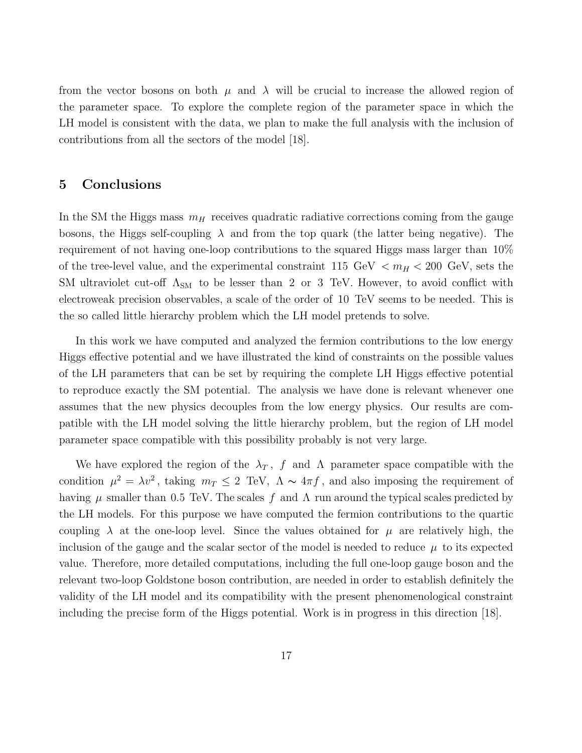from the vector bosons on both $\mu$ and $\lambda$ will be crucial to increase the allowed region of the parameter space. To explore the complete region of the parameter space in which the LH model is consistent with the data, we plan to make the full analysis with the inclusion of contributions from all the sectors of the model [18].

## 5 Conclusions

In the SM the Higgs mass $m_H$ receives quadratic radiative corrections coming from the gauge bosons, the Higgs self-coupling $\lambda$ and from the top quark (the latter being negative). The requirement of not having one-loop contributions to the squared Higgs mass larger than 10% of the tree-level value, and the experimental constraint 115 GeV $< m_H <$ 200 GeV, sets the SM ultraviolet cut-off $\Lambda_{\rm SM}$ to be lesser than 2 or 3 TeV. However, to avoid conflict with electroweak precision observables, a scale of the order of 10 TeV seems to be needed. This is the so called little hierarchy problem which the LH model pretends to solve.

In this work we have computed and analyzed the fermion contributions to the low energy Higgs effective potential and we have illustrated the kind of constraints on the possible values of the LH parameters that can be set by requiring the complete LH Higgs effective potential to reproduce exactly the SM potential. The analysis we have done is relevant whenever one assumes that the new physics decouples from the low energy physics. Our results are compatible with the LH model solving the little hierarchy problem, but the region of LH model parameter space compatible with this possibility probably is not very large.

We have explored the region of the $\lambda_T$, $f$ and $\Lambda$ parameter space compatible with the condition $\mu^2 = \lambda v^2$, taking $m_T \leq 2$ TeV, $\Lambda \sim 4\pi f$, and also imposing the requirement of having $\mu$ smaller than 0.5 TeV. The scales $f$ and $\Lambda$ run around the typical scales predicted by the LH models. For this purpose we have computed the fermion contributions to the quartic coupling $\lambda$ at the one-loop level. Since the values obtained for $\mu$ are relatively high, the inclusion of the gauge and the scalar sector of the model is needed to reduce $\mu$ to its expected value. Therefore, more detailed computations, including the full one-loop gauge boson and the relevant two-loop Goldstone boson contribution, are needed in order to establish definitely the validity of the LH model and its compatibility with the present phenomenological constraint including the precise form of the Higgs potential. Work is in progress in this direction [18].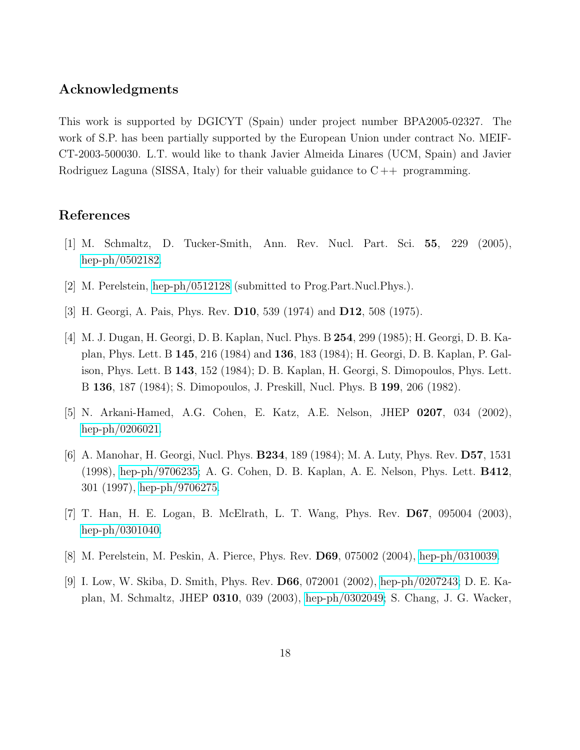## Acknowledgments

This work is supported by DGICYT (Spain) under project number BPA2005-02327. The work of S.P. has been partially supported by the European Union under contract No. MEIF-CT-2003-500030. L.T. would like to thank Javier Almeida Linares (UCM, Spain) and Javier Rodriguez Laguna (SISSA, Italy) for their valuable guidance to C++ programming.

## References

[1] M. Schmaltz, D. Tucker-Smith, Ann. Rev. Nucl. Part. Sci. **55**, 229 (2005), hep-ph/0502182.

[2] M. Perelstein, hep-ph/0512128 (submitted to Prog.Part.Nucl.Phys.).

[3] H. Georgi, A. Pais, Phys. Rev. **D10**, 539 (1974) and **D12**, 508 (1975).

[4] M. J. Dugan, H. Georgi, D. B. Kaplan, Nucl. Phys. B **254**, 299 (1985); H. Georgi, D. B. Kaplan, Phys. Lett. B **145**, 216 (1984) and **136**, 183 (1984); H. Georgi, D. B. Kaplan, P. Galison, Phys. Lett. B **143**, 152 (1984); D. B. Kaplan, H. Georgi, S. Dimopoulos, Phys. Lett. B **136**, 187 (1984); S. Dimopoulos, J. Preskill, Nucl. Phys. B **199**, 206 (1982).

[5] N. Arkani-Hamed, A.G. Cohen, E. Katz, A.E. Nelson, JHEP **0207**, 034 (2002), hep-ph/0206021.

[6] A. Manohar, H. Georgi, Nucl. Phys. **B234**, 189 (1984); M. A. Luty, Phys. Rev. **D57**, 1531 (1998), hep-ph/9706235; A. G. Cohen, D. B. Kaplan, A. E. Nelson, Phys. Lett. **B412**, 301 (1997), hep-ph/9706275.

[7] T. Han, H. E. Logan, B. McElrath, L. T. Wang, Phys. Rev. **D67**, 095004 (2003), hep-ph/0301040.

[8] M. Perelstein, M. Peskin, A. Pierce, Phys. Rev. **D69**, 075002 (2004), hep-ph/0310039.

[9] I. Low, W. Skiba, D. Smith, Phys. Rev. **D66**, 072001 (2002), hep-ph/0207243; D. E. Kaplan, M. Schmaltz, JHEP **0310**, 039 (2003), hep-ph/0302049; S. Chang, J. G. Wacker,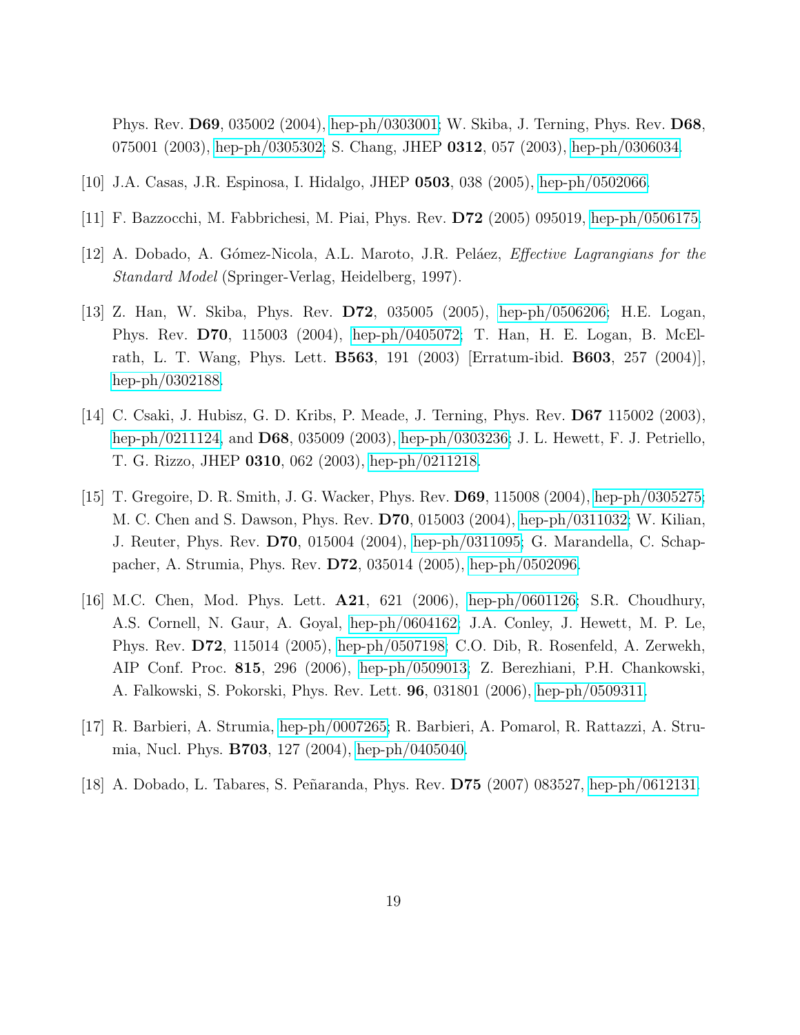Phys. Rev. **D69**, 035002 (2004), hep-ph/0303001; W. Skiba, J. Terning, Phys. Rev. **D68**, 075001 (2003), hep-ph/0305302; S. Chang, JHEP **0312**, 057 (2003), hep-ph/0306034.

[10] J.A. Casas, J.R. Espinosa, I. Hidalgo, JHEP **0503**, 038 (2005), hep-ph/0502066.

[11] F. Bazzocchi, M. Fabbrichesi, M. Piai, Phys. Rev. **D72** (2005) 095019, hep-ph/0506175.

[12] A. Dobado, A. Gómez-Nicola, A.L. Maroto, J.R. Peláez, *Effective Lagrangians for the Standard Model* (Springer-Verlag, Heidelberg, 1997).

[13] Z. Han, W. Skiba, Phys. Rev. **D72**, 035005 (2005), hep-ph/0506206; H.E. Logan, Phys. Rev. **D70**, 115003 (2004), hep-ph/0405072; T. Han, H. E. Logan, B. McElrath, L. T. Wang, Phys. Lett. **B563**, 191 (2003) [Erratum-ibid. **B603**, 257 (2004)], hep-ph/0302188.

[14] C. Csaki, J. Hubisz, G. D. Kribs, P. Meade, J. Terning, Phys. Rev. **D67** 115002 (2003), hep-ph/0211124, and **D68**, 035009 (2003), hep-ph/0303236; J. L. Hewett, F. J. Petriello, T. G. Rizzo, JHEP **0310**, 062 (2003), hep-ph/0211218.

[15] T. Gregoire, D. R. Smith, J. G. Wacker, Phys. Rev. **D69**, 115008 (2004), hep-ph/0305275; M. C. Chen and S. Dawson, Phys. Rev. **D70**, 015003 (2004), hep-ph/0311032; W. Kilian, J. Reuter, Phys. Rev. **D70**, 015004 (2004), hep-ph/0311095; G. Marandella, C. Schappacher, A. Strumia, Phys. Rev. **D72**, 035014 (2005), hep-ph/0502096.

[16] M.C. Chen, Mod. Phys. Lett. **A21**, 621 (2006), hep-ph/0601126; S.R. Choudhury, A.S. Cornell, N. Gaur, A. Goyal, hep-ph/0604162; J.A. Conley, J. Hewett, M. P. Le, Phys. Rev. **D72**, 115014 (2005), hep-ph/0507198; C.O. Dib, R. Rosenfeld, A. Zerwekh, AIP Conf. Proc. **815**, 296 (2006), hep-ph/0509013; Z. Berezhiani, P.H. Chankowski, A. Falkowski, S. Pokorski, Phys. Rev. Lett. **96**, 031801 (2006), hep-ph/0509311.

[17] R. Barbieri, A. Strumia, hep-ph/0007265; R. Barbieri, A. Pomarol, R. Rattazzi, A. Strumia, Nucl. Phys. **B703**, 127 (2004), hep-ph/0405040.

[18] A. Dobado, L. Tabares, S. Peñaranda, Phys. Rev. **D75** (2007) 083527, hep-ph/0612131.